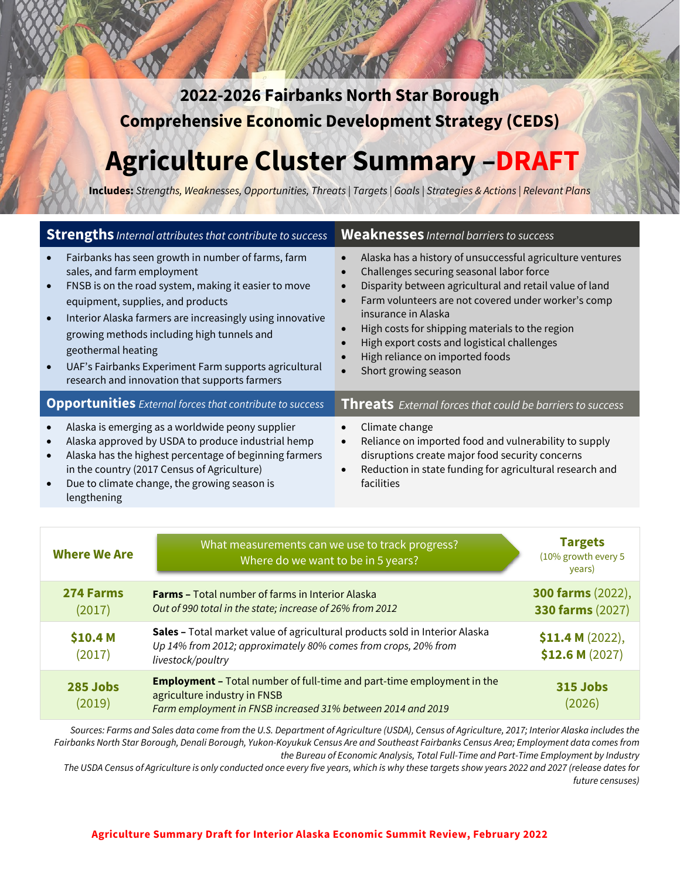# 2022-2026 Fairbanks North Star Borough Comprehensive Economic Development Strategy (CEDS)

# Agriculture Cluster Summary –DRAFT

**Includes:** *Strengths, Weaknesses, Opportunities, Threats | Targets | Goals | Strategies & Actions | Relevant Plans*

## Strengths *Internal attributes that contribute to success*

- Fairbanks has seen growth in number of farms, farm sales, and farm employment
- FNSB is on the road system, making it easier to move equipment, supplies, and products
- Interior Alaska farmers are increasingly using innovative growing methods including high tunnels and geothermal heating
- UAF's Fairbanks Experiment Farm supports agricultural research and innovation that supports farmers

## Weaknesses *Internal barriers to success*

- Alaska has a history of unsuccessful agriculture ventures
- Challenges securing seasonal labor force
- Disparity between agricultural and retail value of land
- Farm volunteers are not covered under worker's comp insurance in Alaska
- High costs for shipping materials to the region
- High export costs and logistical challenges
- High reliance on imported foods
- Short growing season

## Opportunities *External forces that contribute to success*

- Alaska is emerging as a worldwide peony supplier
- Alaska approved by USDA to produce industrial hemp
- Alaska has the highest percentage of beginning farmers in the country (2017 Census of Agriculture)
- Due to climate change, the growing season is lengthening

## Threats *External forces that could be barriers to success*

- Climate change
- Reliance on imported food and vulnerability to supply disruptions create major food security concerns
- Reduction in state funding for agricultural research and facilities

| Where We Are | What measurements can we use to track progress? Where do we want to be in 5 years? | Targets (10% growth every 5 years) |
|---|---|---|
| **274 Farms** (2017) | **Farms –** Total number of farms in Interior Alaska *Out of 990 total in the state; increase of 26% from 2012* | **300 farms** (2022), **330 farms** (2027) |
| **$10.4 M** (2017) | **Sales –** Total market value of agricultural products sold in Interior Alaska *Up 14% from 2012; approximately 80% comes from crops, 20% from livestock/poultry* | **$11.4 M** (2022), **$12.6 M** (2027) |
| **285 Jobs** (2019) | **Employment –** Total number of full-time and part-time employment in the agriculture industry in FNSB *Farm employment in FNSB increased 31% between 2014 and 2019* | **315 Jobs** (2026) |

*Sources: Farms and Sales data come from the U.S. Department of Agriculture (USDA), Census of Agriculture, 2017; Interior Alaska includes the Fairbanks North Star Borough, Denali Borough, Yukon-Koyukuk Census Are and Southeast Fairbanks Census Area; Employment data comes from the Bureau of Economic Analysis, Total Full-Time and Part-Time Employment by Industry*
*The USDA Census of Agriculture is only conducted once every five years, which is why these targets show years 2022 and 2027 (release dates for future censuses)*

**Agriculture Summary Draft for Interior Alaska Economic Summit Review, February 2022**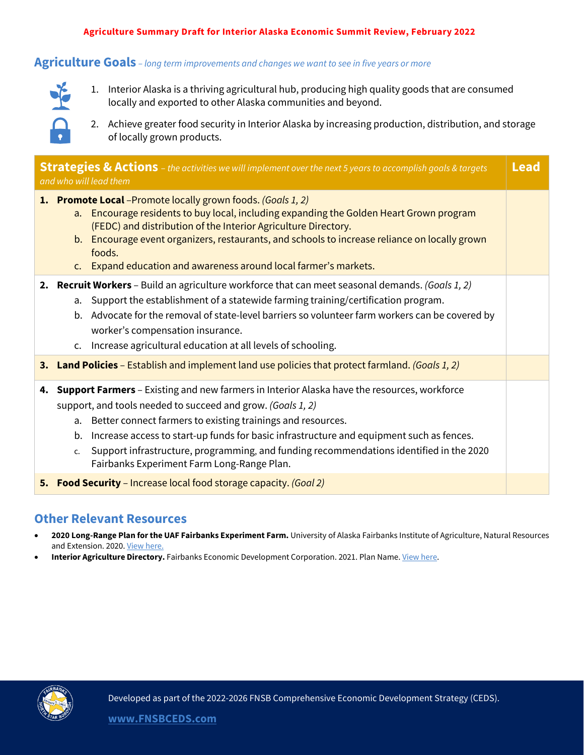Agriculture Summary Draft for Interior Alaska Economic Summit Review, February 2022

## Agriculture Goals – *long term improvements and changes we want to see in five years or more*

1. Interior Alaska is a thriving agricultural hub, producing high quality goods that are consumed locally and exported to other Alaska communities and beyond.
2. Achieve greater food security in Interior Alaska by increasing production, distribution, and storage of locally grown products.

| **Strategies & Actions** – *the activities we will implement over the next 5 years to accomplish goals & targets and who will lead them* | **Lead** |
|---|---|
| **1. Promote Local** –Promote locally grown foods. *(Goals 1, 2)*<br>a. Encourage residents to buy local, including expanding the Golden Heart Grown program (FEDC) and distribution of the Interior Agriculture Directory.<br>b. Encourage event organizers, restaurants, and schools to increase reliance on locally grown foods.<br>c. Expand education and awareness around local farmer's markets. | |
| **2. Recruit Workers** – Build an agriculture workforce that can meet seasonal demands. *(Goals 1, 2)*<br>a. Support the establishment of a statewide farming training/certification program.<br>b. Advocate for the removal of state-level barriers so volunteer farm workers can be covered by worker's compensation insurance.<br>c. Increase agricultural education at all levels of schooling. | |
| **3. Land Policies** – Establish and implement land use policies that protect farmland. *(Goals 1, 2)* | |
| **4. Support Farmers** – Existing and new farmers in Interior Alaska have the resources, workforce support, and tools needed to succeed and grow. *(Goals 1, 2)*<br>a. Better connect farmers to existing trainings and resources.<br>b. Increase access to start-up funds for basic infrastructure and equipment such as fences.<br>c. Support infrastructure, programming, and funding recommendations identified in the 2020 Fairbanks Experiment Farm Long-Range Plan. | |
| **5. Food Security** – Increase local food storage capacity. *(Goal 2)* | |

## Other Relevant Resources

- **2020 Long-Range Plan for the UAF Fairbanks Experiment Farm.** University of Alaska Fairbanks Institute of Agriculture, Natural Resources and Extension. 2020. View here.
- **Interior Agriculture Directory.** Fairbanks Economic Development Corporation. 2021. Plan Name. View here.

Developed as part of the 2022-2026 FNSB Comprehensive Economic Development Strategy (CEDS).

www.FNSBCEDS.com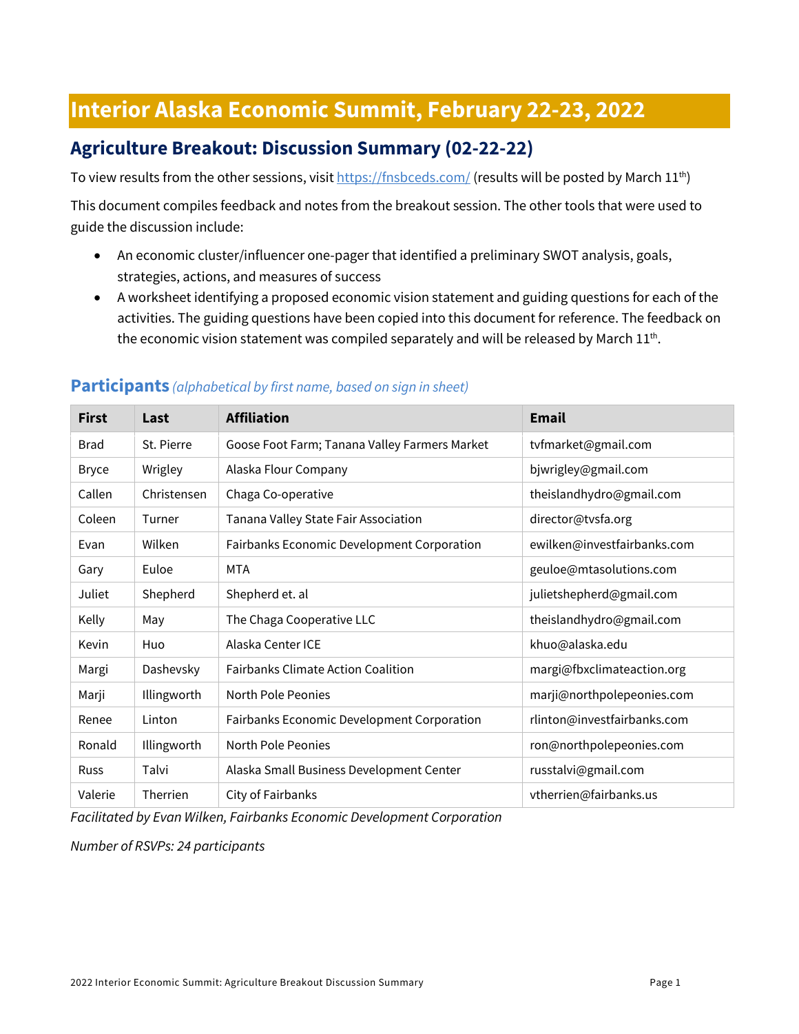# Interior Alaska Economic Summit, February 22-23, 2022

## Agriculture Breakout: Discussion Summary (02-22-22)

To view results from the other sessions, visit https://fnsbceds.com/ (results will be posted by March 11th)

This document compiles feedback and notes from the breakout session. The other tools that were used to guide the discussion include:

- An economic cluster/influencer one-pager that identified a preliminary SWOT analysis, goals, strategies, actions, and measures of success
- A worksheet identifying a proposed economic vision statement and guiding questions for each of the activities. The guiding questions have been copied into this document for reference. The feedback on the economic vision statement was compiled separately and will be released by March 11th.

### Participants *(alphabetical by first name, based on sign in sheet)*

| First | Last | Affiliation | Email |
|---|---|---|---|
| Brad | St. Pierre | Goose Foot Farm; Tanana Valley Farmers Market | tvfmarket@gmail.com |
| Bryce | Wrigley | Alaska Flour Company | bjwrigley@gmail.com |
| Callen | Christensen | Chaga Co-operative | theislandhydro@gmail.com |
| Coleen | Turner | Tanana Valley State Fair Association | director@tvsfa.org |
| Evan | Wilken | Fairbanks Economic Development Corporation | ewilken@investfairbanks.com |
| Gary | Euloe | MTA | geuloe@mtasolutions.com |
| Juliet | Shepherd | Shepherd et. al | julietshepherd@gmail.com |
| Kelly | May | The Chaga Cooperative LLC | theislandhydro@gmail.com |
| Kevin | Huo | Alaska Center ICE | khuo@alaska.edu |
| Margi | Dashevsky | Fairbanks Climate Action Coalition | margi@fbxclimateaction.org |
| Marji | Illingworth | North Pole Peonies | marji@northpolepeonies.com |
| Renee | Linton | Fairbanks Economic Development Corporation | rlinton@investfairbanks.com |
| Ronald | Illingworth | North Pole Peonies | ron@northpolepeonies.com |
| Russ | Talvi | Alaska Small Business Development Center | russtalvi@gmail.com |
| Valerie | Therrien | City of Fairbanks | vtherrien@fairbanks.us |

*Facilitated by Evan Wilken, Fairbanks Economic Development Corporation*

*Number of RSVPs: 24 participants*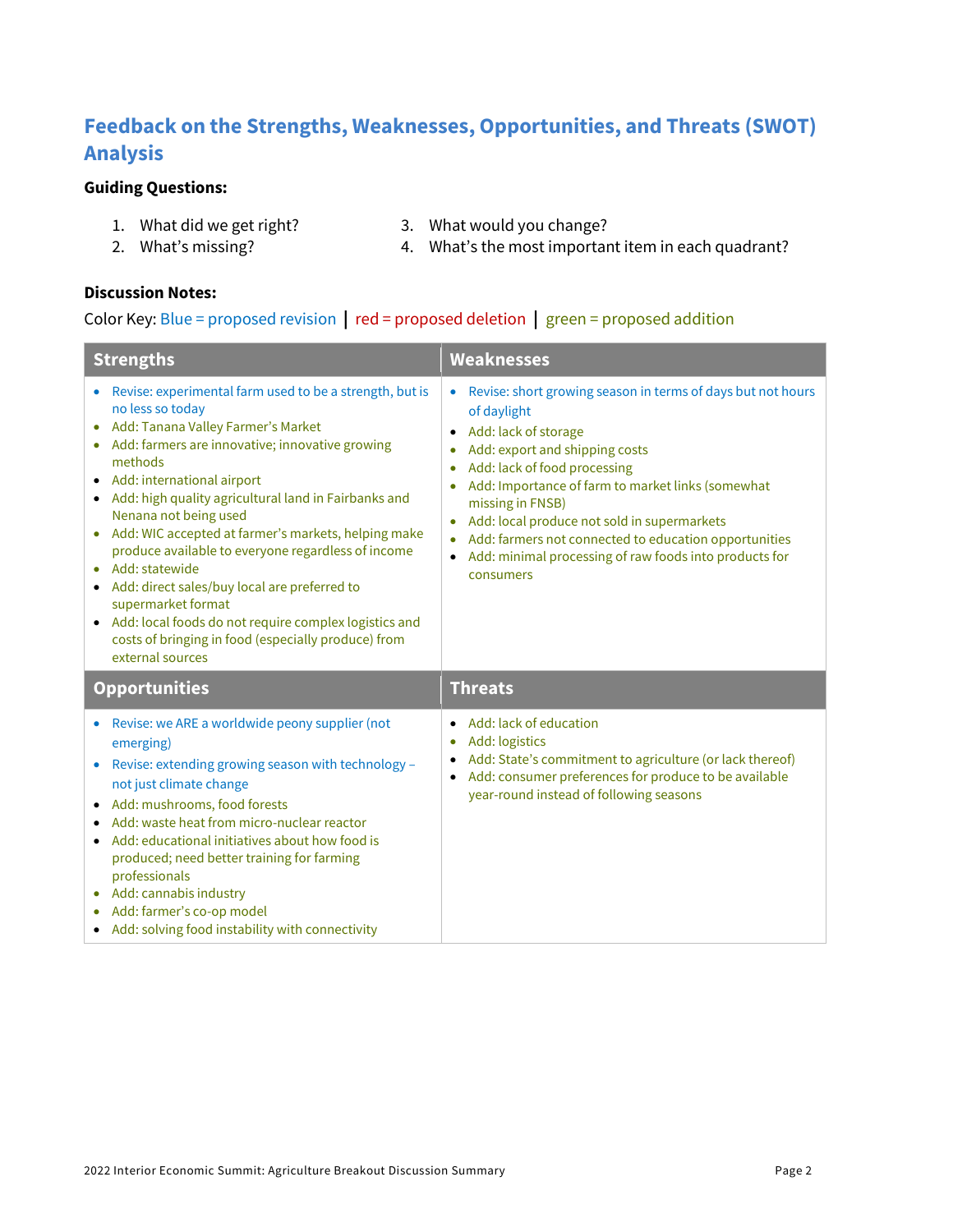## Feedback on the Strengths, Weaknesses, Opportunities, and Threats (SWOT) Analysis

**Guiding Questions:**

1. What did we get right?
2. What's missing?
3. What would you change?
4. What's the most important item in each quadrant?

**Discussion Notes:**

Color Key: Blue = proposed revision | red = proposed deletion | green = proposed addition

| Strengths | Weaknesses |
|---|---|
| • Revise: experimental farm used to be a strength, but is no less so today<br>• Add: Tanana Valley Farmer's Market<br>• Add: farmers are innovative; innovative growing methods<br>• Add: international airport<br>• Add: high quality agricultural land in Fairbanks and Nenana not being used<br>• Add: WIC accepted at farmer's markets, helping make produce available to everyone regardless of income<br>• Add: statewide<br>• Add: direct sales/buy local are preferred to supermarket format<br>• Add: local foods do not require complex logistics and costs of bringing in food (especially produce) from external sources | • Revise: short growing season in terms of days but not hours of daylight<br>• Add: lack of storage<br>• Add: export and shipping costs<br>• Add: lack of food processing<br>• Add: Importance of farm to market links (somewhat missing in FNSB)<br>• Add: local produce not sold in supermarkets<br>• Add: farmers not connected to education opportunities<br>• Add: minimal processing of raw foods into products for consumers |
| **Opportunities** | **Threats** |
| • Revise: we ARE a worldwide peony supplier (not emerging)<br>• Revise: extending growing season with technology – not just climate change<br>• Add: mushrooms, food forests<br>• Add: waste heat from micro-nuclear reactor<br>• Add: educational initiatives about how food is produced; need better training for farming professionals<br>• Add: cannabis industry<br>• Add: farmer's co-op model<br>• Add: solving food instability with connectivity | • Add: lack of education<br>• Add: logistics<br>• Add: State's commitment to agriculture (or lack thereof)<br>• Add: consumer preferences for produce to be available year-round instead of following seasons |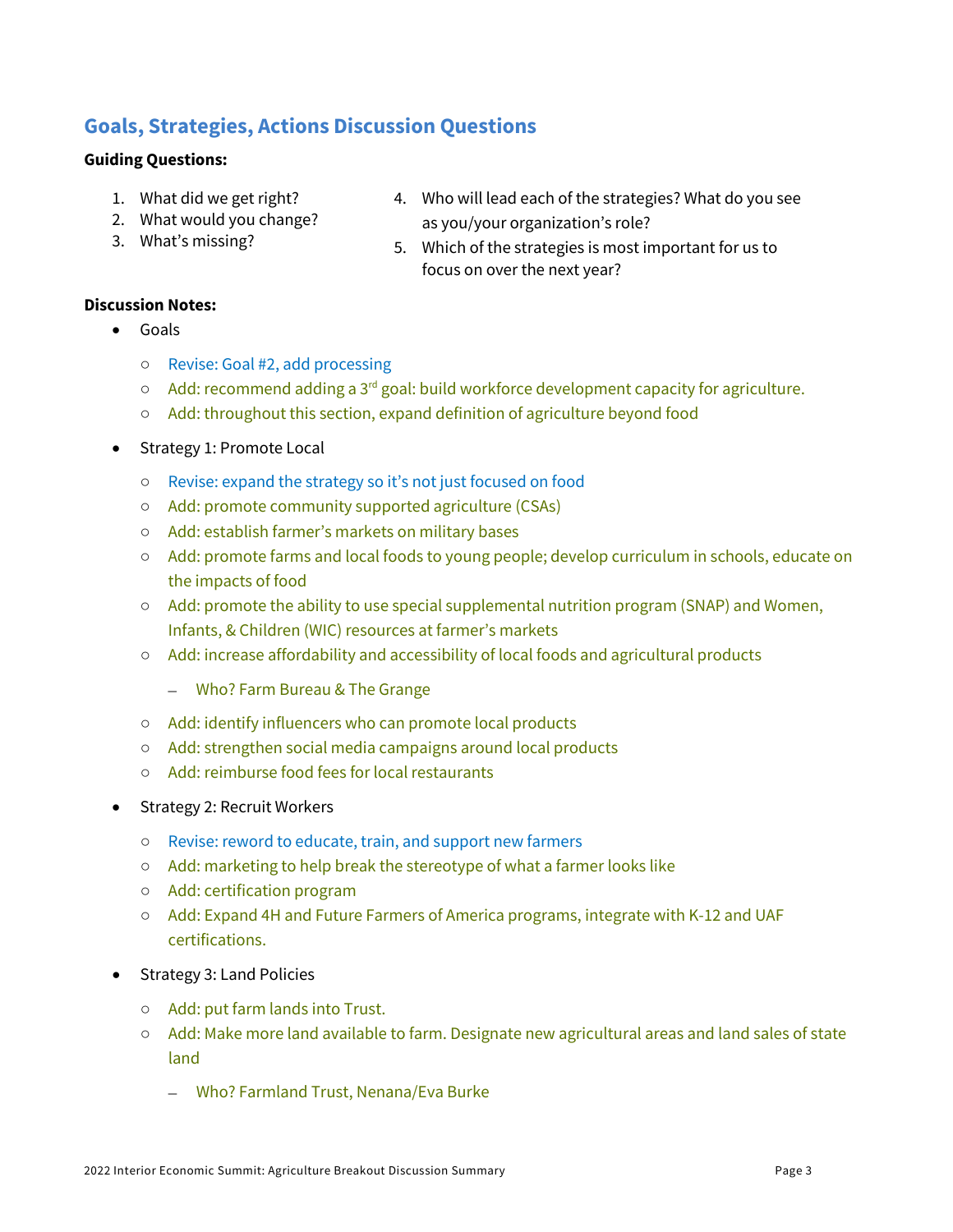## Goals, Strategies, Actions Discussion Questions

**Guiding Questions:**

1. What did we get right?
2. What would you change?
3. What's missing?
4. Who will lead each of the strategies? What do you see as you/your organization's role?
5. Which of the strategies is most important for us to focus on over the next year?

**Discussion Notes:**

- Goals
  - Revise: Goal #2, add processing
  - Add: recommend adding a 3rd goal: build workforce development capacity for agriculture.
  - Add: throughout this section, expand definition of agriculture beyond food
- Strategy 1: Promote Local
  - Revise: expand the strategy so it's not just focused on food
  - Add: promote community supported agriculture (CSAs)
  - Add: establish farmer's markets on military bases
  - Add: promote farms and local foods to young people; develop curriculum in schools, educate on the impacts of food
  - Add: promote the ability to use special supplemental nutrition program (SNAP) and Women, Infants, & Children (WIC) resources at farmer's markets
  - Add: increase affordability and accessibility of local foods and agricultural products
    - Who? Farm Bureau & The Grange
  - Add: identify influencers who can promote local products
  - Add: strengthen social media campaigns around local products
  - Add: reimburse food fees for local restaurants
- Strategy 2: Recruit Workers
  - Revise: reword to educate, train, and support new farmers
  - Add: marketing to help break the stereotype of what a farmer looks like
  - Add: certification program
  - Add: Expand 4H and Future Farmers of America programs, integrate with K-12 and UAF certifications.
- Strategy 3: Land Policies
  - Add: put farm lands into Trust.
  - Add: Make more land available to farm. Designate new agricultural areas and land sales of state land
    - Who? Farmland Trust, Nenana/Eva Burke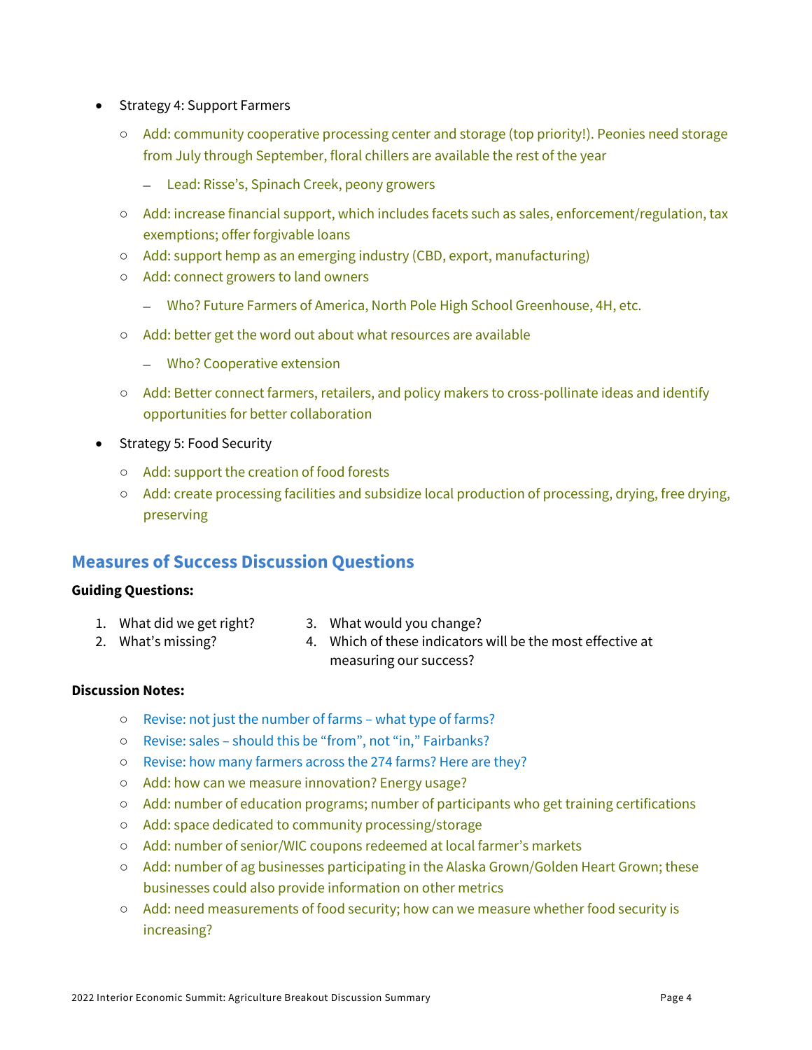- Strategy 4: Support Farmers
    - Add: community cooperative processing center and storage (top priority!). Peonies need storage from July through September, floral chillers are available the rest of the year
        - Lead: Risse's, Spinach Creek, peony growers
    - Add: increase financial support, which includes facets such as sales, enforcement/regulation, tax exemptions; offer forgivable loans
    - Add: support hemp as an emerging industry (CBD, export, manufacturing)
    - Add: connect growers to land owners
        - Who? Future Farmers of America, North Pole High School Greenhouse, 4H, etc.
    - Add: better get the word out about what resources are available
        - Who? Cooperative extension
    - Add: Better connect farmers, retailers, and policy makers to cross-pollinate ideas and identify opportunities for better collaboration
- Strategy 5: Food Security
    - Add: support the creation of food forests
    - Add: create processing facilities and subsidize local production of processing, drying, free drying, preserving

## Measures of Success Discussion Questions

**Guiding Questions:**

1. What did we get right?
2. What's missing?
3. What would you change?
4. Which of these indicators will be the most effective at measuring our success?

**Discussion Notes:**

- Revise: not just the number of farms – what type of farms?
- Revise: sales – should this be "from", not "in," Fairbanks?
- Revise: how many farmers across the 274 farms? Here are they?
- Add: how can we measure innovation? Energy usage?
- Add: number of education programs; number of participants who get training certifications
- Add: space dedicated to community processing/storage
- Add: number of senior/WIC coupons redeemed at local farmer's markets
- Add: number of ag businesses participating in the Alaska Grown/Golden Heart Grown; these businesses could also provide information on other metrics
- Add: need measurements of food security; how can we measure whether food security is increasing?